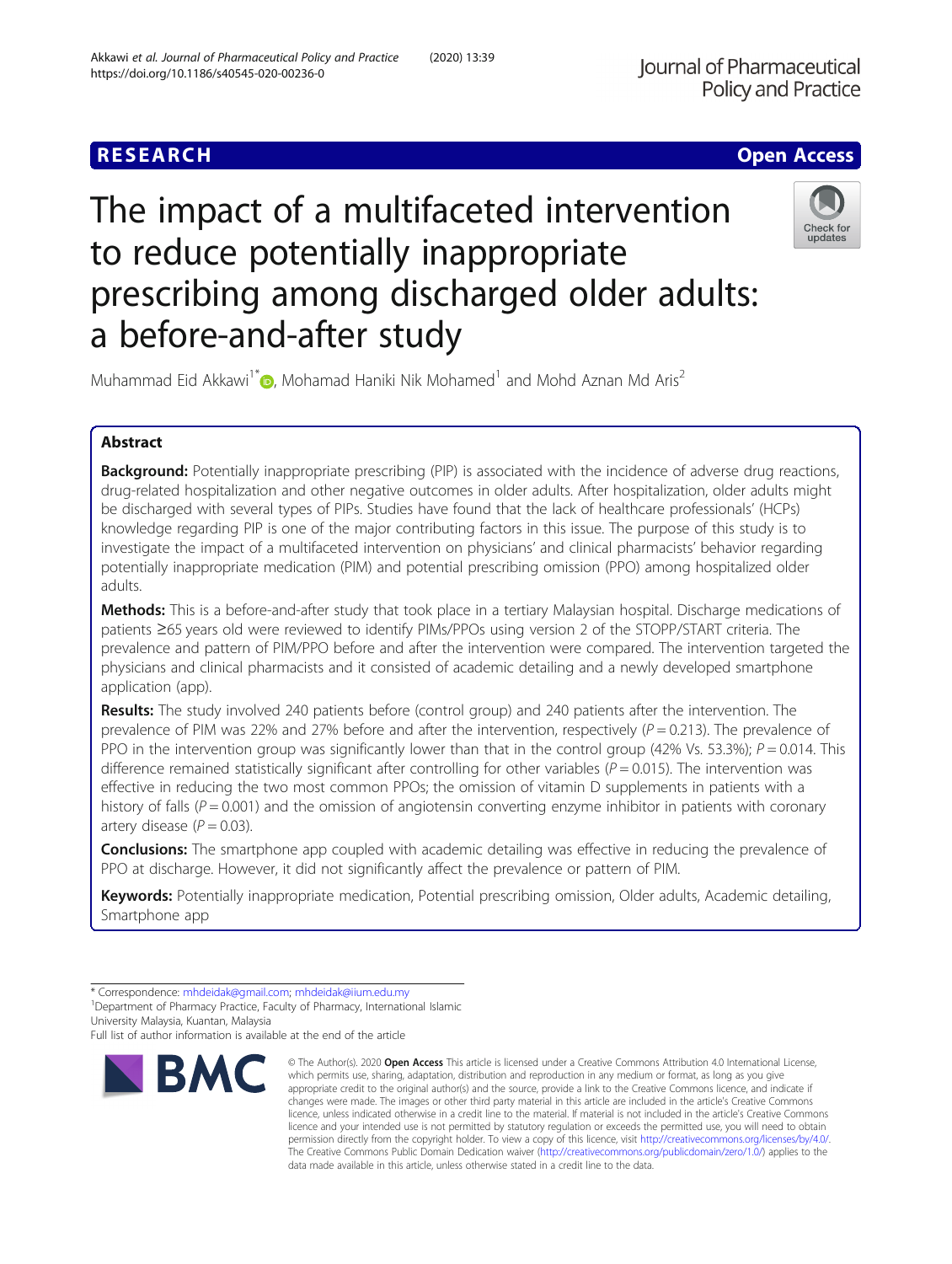RESEARCH

Open Access

# The impact of a multifaceted intervention to reduce potentially inappropriate prescribing among discharged older adults: a before-and-after study

Muhammad Eid Akkawi[1*], Mohamad Haniki Nik Mohamed[1] and Mohd Aznan Md Aris[2]

## Abstract

**Background:** Potentially inappropriate prescribing (PIP) is associated with the incidence of adverse drug reactions, drug-related hospitalization and other negative outcomes in older adults. After hospitalization, older adults might be discharged with several types of PIPs. Studies have found that the lack of healthcare professionals' (HCPs) knowledge regarding PIP is one of the major contributing factors in this issue. The purpose of this study is to investigate the impact of a multifaceted intervention on physicians' and clinical pharmacists' behavior regarding potentially inappropriate medication (PIM) and potential prescribing omission (PPO) among hospitalized older adults.

**Methods:** This is a before-and-after study that took place in a tertiary Malaysian hospital. Discharge medications of patients ≥65 years old were reviewed to identify PIMs/PPOs using version 2 of the STOPP/START criteria. The prevalence and pattern of PIM/PPO before and after the intervention were compared. The intervention targeted the physicians and clinical pharmacists and it consisted of academic detailing and a newly developed smartphone application (app).

**Results:** The study involved 240 patients before (control group) and 240 patients after the intervention. The prevalence of PIM was 22% and 27% before and after the intervention, respectively ($P = 0.213$). The prevalence of PPO in the intervention group was significantly lower than that in the control group (42% Vs. 53.3%); $P = 0.014$. This difference remained statistically significant after controlling for other variables ($P = 0.015$). The intervention was effective in reducing the two most common PPOs; the omission of vitamin D supplements in patients with a history of falls ($P = 0.001$) and the omission of angiotensin converting enzyme inhibitor in patients with coronary artery disease ($P = 0.03$).

**Conclusions:** The smartphone app coupled with academic detailing was effective in reducing the prevalence of PPO at discharge. However, it did not significantly affect the prevalence or pattern of PIM.

**Keywords:** Potentially inappropriate medication, Potential prescribing omission, Older adults, Academic detailing, Smartphone app

---

* Correspondence: mhdeidak@gmail.com; mhdeidak@iium.edu.my
[1]Department of Pharmacy Practice, Faculty of Pharmacy, International Islamic University Malaysia, Kuantan, Malaysia
Full list of author information is available at the end of the article

© The Author(s). 2020 **Open Access** This article is licensed under a Creative Commons Attribution 4.0 International License, which permits use, sharing, adaptation, distribution and reproduction in any medium or format, as long as you give appropriate credit to the original author(s) and the source, provide a link to the Creative Commons licence, and indicate if changes were made. The images or other third party material in this article are included in the article's Creative Commons licence, unless indicated otherwise in a credit line to the material. If material is not included in the article's Creative Commons licence and your intended use is not permitted by statutory regulation or exceeds the permitted use, you will need to obtain permission directly from the copyright holder. To view a copy of this licence, visit http://creativecommons.org/licenses/by/4.0/. The Creative Commons Public Domain Dedication waiver (http://creativecommons.org/publicdomain/zero/1.0/) applies to the data made available in this article, unless otherwise stated in a credit line to the data.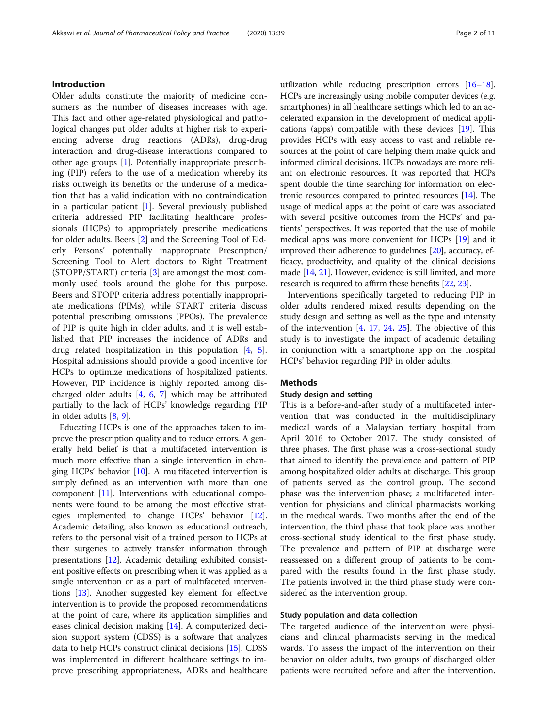## Introduction

Older adults constitute the majority of medicine consumers as the number of diseases increases with age. This fact and other age-related physiological and pathological changes put older adults at higher risk to experiencing adverse drug reactions (ADRs), drug-drug interaction and drug-disease interactions compared to other age groups [1]. Potentially inappropriate prescribing (PIP) refers to the use of a medication whereby its risks outweigh its benefits or the underuse of a medication that has a valid indication with no contraindication in a particular patient [1]. Several previously published criteria addressed PIP facilitating healthcare professionals (HCPs) to appropriately prescribe medications for older adults. Beers [2] and the Screening Tool of Elderly Persons' potentially inappropriate Prescription/ Screening Tool to Alert doctors to Right Treatment (STOPP/START) criteria [3] are amongst the most commonly used tools around the globe for this purpose. Beers and STOPP criteria address potentially inappropriate medications (PIMs), while START criteria discuss potential prescribing omissions (PPOs). The prevalence of PIP is quite high in older adults, and it is well established that PIP increases the incidence of ADRs and drug related hospitalization in this population [4, 5]. Hospital admissions should provide a good incentive for HCPs to optimize medications of hospitalized patients. However, PIP incidence is highly reported among discharged older adults [4, 6, 7] which may be attributed partially to the lack of HCPs' knowledge regarding PIP in older adults [8, 9].

Educating HCPs is one of the approaches taken to improve the prescription quality and to reduce errors. A generally held belief is that a multifaceted intervention is much more effective than a single intervention in changing HCPs' behavior [10]. A multifaceted intervention is simply defined as an intervention with more than one component [11]. Interventions with educational components were found to be among the most effective strategies implemented to change HCPs' behavior [12]. Academic detailing, also known as educational outreach, refers to the personal visit of a trained person to HCPs at their surgeries to actively transfer information through presentations [12]. Academic detailing exhibited consistent positive effects on prescribing when it was applied as a single intervention or as a part of multifaceted interventions [13]. Another suggested key element for effective intervention is to provide the proposed recommendations at the point of care, where its application simplifies and eases clinical decision making [14]. A computerized decision support system (CDSS) is a software that analyzes data to help HCPs construct clinical decisions [15]. CDSS was implemented in different healthcare settings to improve prescribing appropriateness, ADRs and healthcare utilization while reducing prescription errors [16–18]. HCPs are increasingly using mobile computer devices (e.g. smartphones) in all healthcare settings which led to an accelerated expansion in the development of medical applications (apps) compatible with these devices [19]. This provides HCPs with easy access to vast and reliable resources at the point of care helping them make quick and informed clinical decisions. HCPs nowadays are more reliant on electronic resources. It was reported that HCPs spent double the time searching for information on electronic resources compared to printed resources [14]. The usage of medical apps at the point of care was associated with several positive outcomes from the HCPs' and patients' perspectives. It was reported that the use of mobile medical apps was more convenient for HCPs [19] and it improved their adherence to guidelines [20], accuracy, efficacy, productivity, and quality of the clinical decisions made [14, 21]. However, evidence is still limited, and more research is required to affirm these benefits [22, 23].

Interventions specifically targeted to reducing PIP in older adults rendered mixed results depending on the study design and setting as well as the type and intensity of the intervention [4, 17, 24, 25]. The objective of this study is to investigate the impact of academic detailing in conjunction with a smartphone app on the hospital HCPs' behavior regarding PIP in older adults.

## Methods

### Study design and setting

This is a before-and-after study of a multifaceted intervention that was conducted in the multidisciplinary medical wards of a Malaysian tertiary hospital from April 2016 to October 2017. The study consisted of three phases. The first phase was a cross-sectional study that aimed to identify the prevalence and pattern of PIP among hospitalized older adults at discharge. This group of patients served as the control group. The second phase was the intervention phase; a multifaceted intervention for physicians and clinical pharmacists working in the medical wards. Two months after the end of the intervention, the third phase that took place was another cross-sectional study identical to the first phase study. The prevalence and pattern of PIP at discharge were reassessed on a different group of patients to be compared with the results found in the first phase study. The patients involved in the third phase study were considered as the intervention group.

### Study population and data collection

The targeted audience of the intervention were physicians and clinical pharmacists serving in the medical wards. To assess the impact of the intervention on their behavior on older adults, two groups of discharged older patients were recruited before and after the intervention.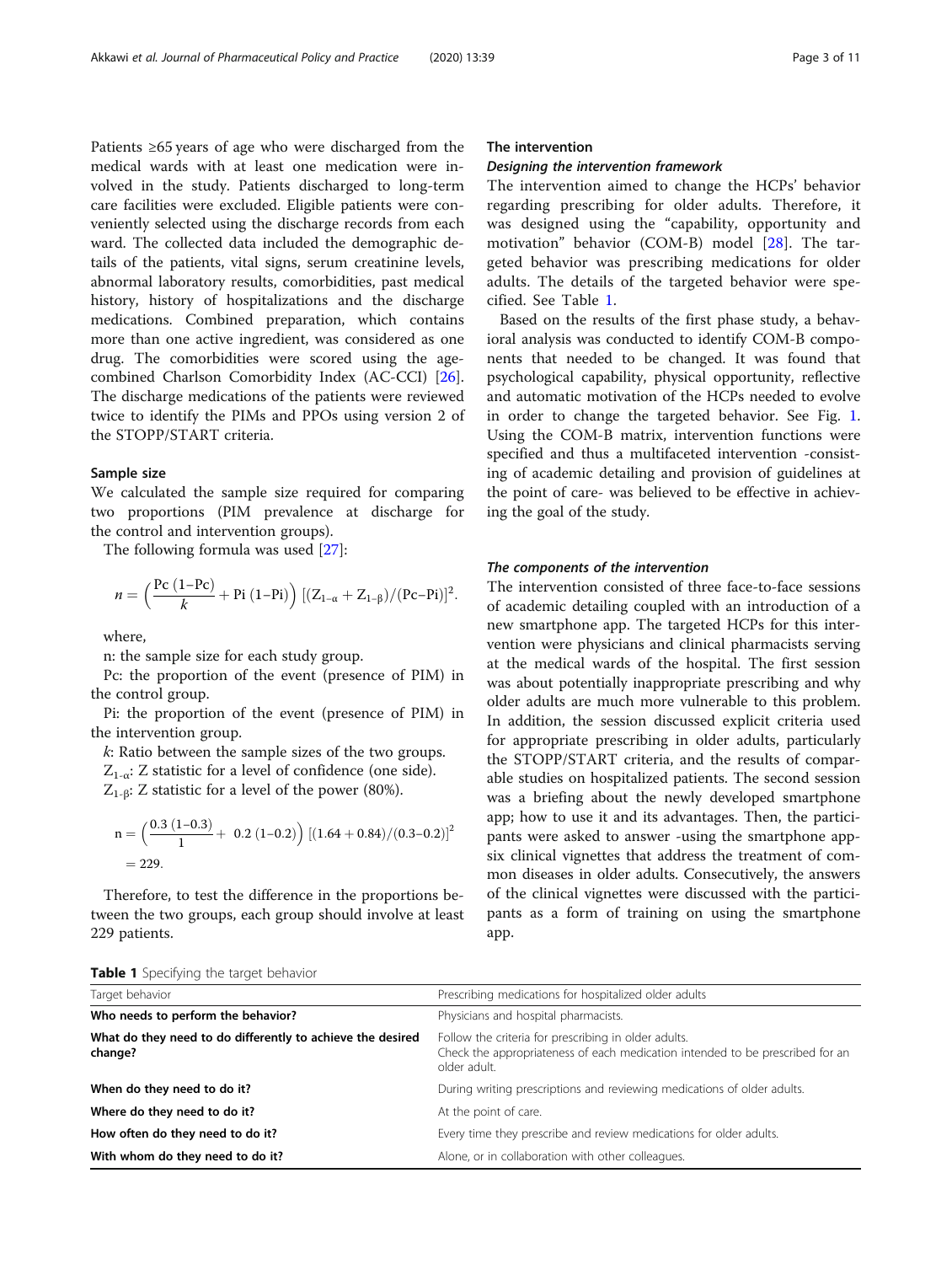Patients ≥65 years of age who were discharged from the medical wards with at least one medication were involved in the study. Patients discharged to long-term care facilities were excluded. Eligible patients were conveniently selected using the discharge records from each ward. The collected data included the demographic details of the patients, vital signs, serum creatinine levels, abnormal laboratory results, comorbidities, past medical history, history of hospitalizations and the discharge medications. Combined preparation, which contains more than one active ingredient, was considered as one drug. The comorbidities were scored using the age-combined Charlson Comorbidity Index (AC-CCI) [26]. The discharge medications of the patients were reviewed twice to identify the PIMs and PPOs using version 2 of the STOPP/START criteria.

## Sample size

We calculated the sample size required for comparing two proportions (PIM prevalence at discharge for the control and intervention groups).

The following formula was used [27]:

$$n = \left(\frac{\text{Pc}\,(1\text{–Pc})}{k} + \text{Pi}\,(1\text{–Pi})\right)\,[(Z_{1-\alpha} + Z_{1-\beta})/(\text{Pc–Pi})]^2.$$

where,

n: the sample size for each study group.

Pc: the proportion of the event (presence of PIM) in the control group.

Pi: the proportion of the event (presence of PIM) in the intervention group.

*k*: Ratio between the sample sizes of the two groups.

$Z_{1-\alpha}$: Z statistic for a level of confidence (one side).

$Z_{1-\beta}$: Z statistic for a level of the power (80%).

$$\text{n} = \left(\frac{0.3\,(1\text{–}0.3)}{1} + \;0.2\,(1\text{–}0.2)\right)\,[(1.64 + 0.84)/(0.3\text{–}0.2)]^2 = 229.$$

Therefore, to test the difference in the proportions between the two groups, each group should involve at least 229 patients.

## The intervention

### *Designing the intervention framework*

The intervention aimed to change the HCPs' behavior regarding prescribing for older adults. Therefore, it was designed using the "capability, opportunity and motivation" behavior (COM-B) model [28]. The targeted behavior was prescribing medications for older adults. The details of the targeted behavior were specified. See Table 1.

Based on the results of the first phase study, a behavioral analysis was conducted to identify COM-B components that needed to be changed. It was found that psychological capability, physical opportunity, reflective and automatic motivation of the HCPs needed to evolve in order to change the targeted behavior. See Fig. 1. Using the COM-B matrix, intervention functions were specified and thus a multifaceted intervention -consisting of academic detailing and provision of guidelines at the point of care- was believed to be effective in achieving the goal of the study.

### *The components of the intervention*

The intervention consisted of three face-to-face sessions of academic detailing coupled with an introduction of a new smartphone app. The targeted HCPs for this intervention were physicians and clinical pharmacists serving at the medical wards of the hospital. The first session was about potentially inappropriate prescribing and why older adults are much more vulnerable to this problem. In addition, the session discussed explicit criteria used for appropriate prescribing in older adults, particularly the STOPP/START criteria, and the results of comparable studies on hospitalized patients. The second session was a briefing about the newly developed smartphone app; how to use it and its advantages. Then, the participants were asked to answer -using the smartphone app- six clinical vignettes that address the treatment of common diseases in older adults. Consecutively, the answers of the clinical vignettes were discussed with the participants as a form of training on using the smartphone app.

**Table 1** Specifying the target behavior

| Target behavior | Prescribing medications for hospitalized older adults |
|---|---|
| **Who needs to perform the behavior?** | Physicians and hospital pharmacists. |
| **What do they need to do differently to achieve the desired change?** | Follow the criteria for prescribing in older adults. Check the appropriateness of each medication intended to be prescribed for an older adult. |
| **When do they need to do it?** | During writing prescriptions and reviewing medications of older adults. |
| **Where do they need to do it?** | At the point of care. |
| **How often do they need to do it?** | Every time they prescribe and review medications for older adults. |
| **With whom do they need to do it?** | Alone, or in collaboration with other colleagues. |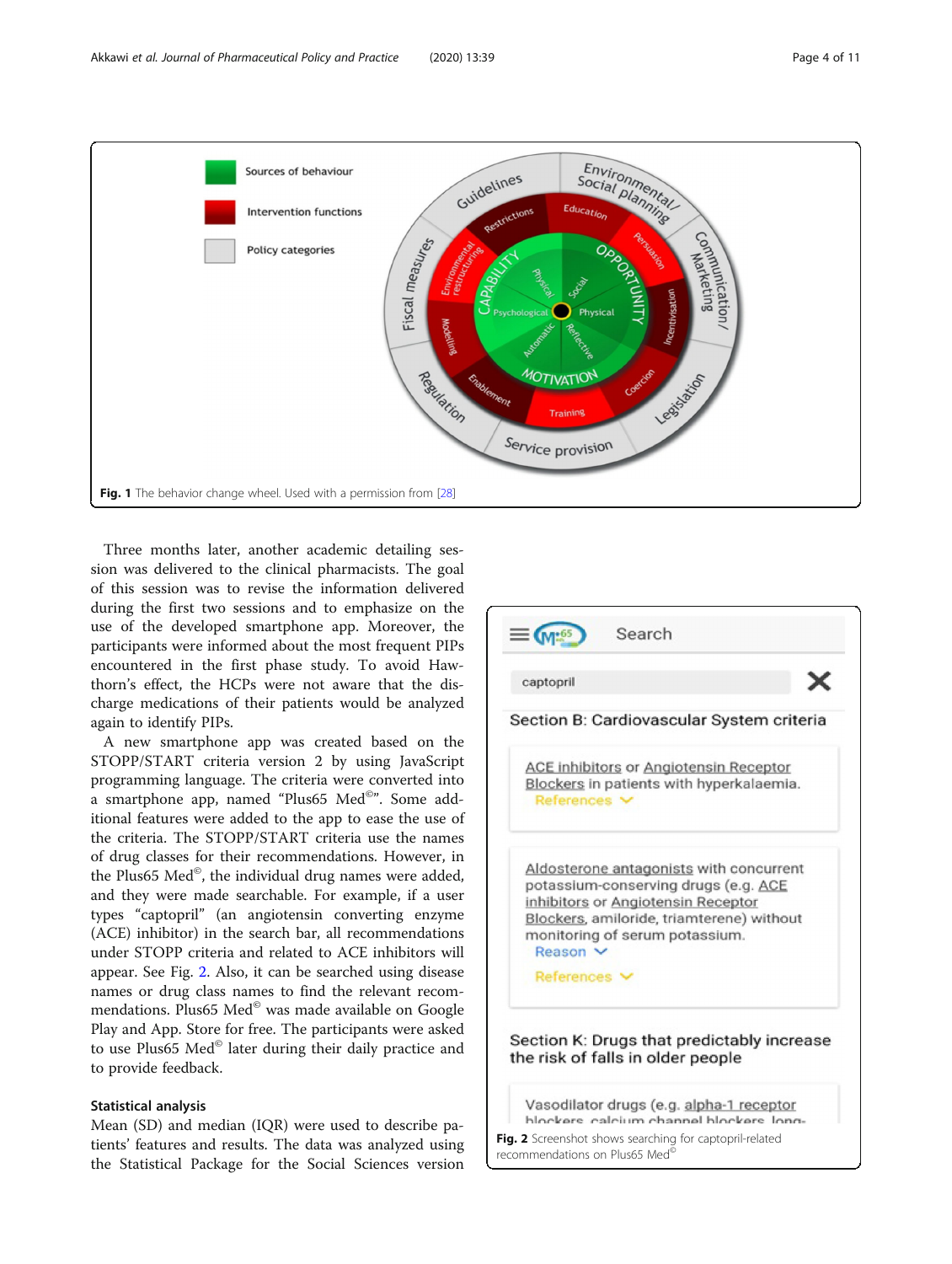Fig. 1 The behavior change wheel. Used with a permission from [28]

Three months later, another academic detailing session was delivered to the clinical pharmacists. The goal of this session was to revise the information delivered during the first two sessions and to emphasize on the use of the developed smartphone app. Moreover, the participants were informed about the most frequent PIPs encountered in the first phase study. To avoid Hawthorn's effect, the HCPs were not aware that the discharge medications of their patients would be analyzed again to identify PIPs.

A new smartphone app was created based on the STOPP/START criteria version 2 by using JavaScript programming language. The criteria were converted into a smartphone app, named "Plus65 Med©". Some additional features were added to the app to ease the use of the criteria. The STOPP/START criteria use the names of drug classes for their recommendations. However, in the Plus65 Med©, the individual drug names were added, and they were made searchable. For example, if a user types "captopril" (an angiotensin converting enzyme (ACE) inhibitor) in the search bar, all recommendations under STOPP criteria and related to ACE inhibitors will appear. See Fig. 2. Also, it can be searched using disease names or drug class names to find the relevant recommendations. Plus65 Med© was made available on Google Play and App. Store for free. The participants were asked to use Plus65 Med© later during their daily practice and to provide feedback.

Fig. 2 Screenshot shows searching for captopril-related recommendations on Plus65 Med©

### Statistical analysis

Mean (SD) and median (IQR) were used to describe patients' features and results. The data was analyzed using the Statistical Package for the Social Sciences version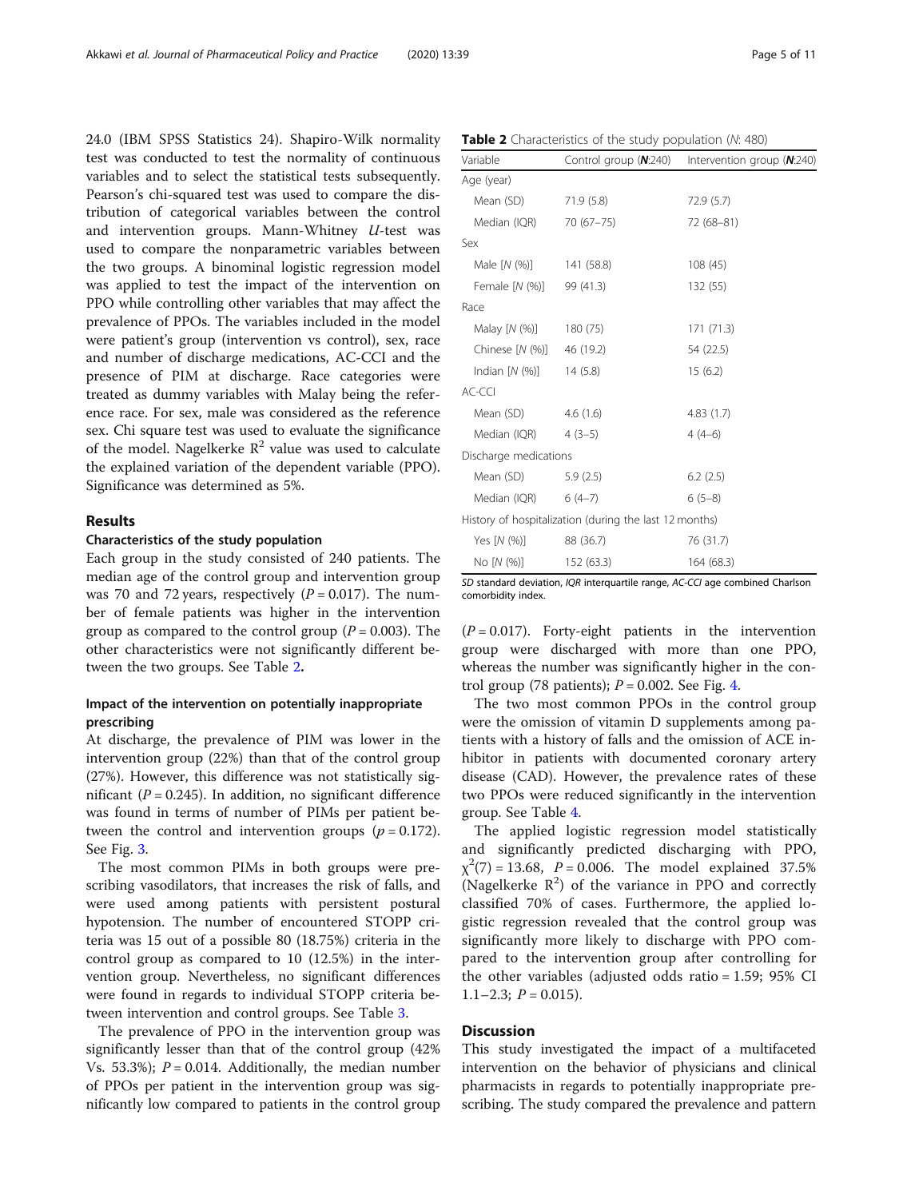24.0 (IBM SPSS Statistics 24). Shapiro-Wilk normality test was conducted to test the normality of continuous variables and to select the statistical tests subsequently. Pearson's chi-squared test was used to compare the distribution of categorical variables between the control and intervention groups. Mann-Whitney *U*-test was used to compare the nonparametric variables between the two groups. A binominal logistic regression model was applied to test the impact of the intervention on PPO while controlling other variables that may affect the prevalence of PPOs. The variables included in the model were patient's group (intervention vs control), sex, race and number of discharge medications, AC-CCI and the presence of PIM at discharge. Race categories were treated as dummy variables with Malay being the reference race. For sex, male was considered as the reference sex. Chi square test was used to evaluate the significance of the model. Nagelkerke $R^2$ value was used to calculate the explained variation of the dependent variable (PPO). Significance was determined as 5%.

## Results

### Characteristics of the study population

Each group in the study consisted of 240 patients. The median age of the control group and intervention group was 70 and 72 years, respectively ($P = 0.017$). The number of female patients was higher in the intervention group as compared to the control group ($P = 0.003$). The other characteristics were not significantly different between the two groups. See Table 2**.**

**Table 2** Characteristics of the study population (*N*: 480)

| Variable | Control group (***N***:240) | Intervention group (***N***:240) |
|---|---|---|
| Age (year) | | |
| Mean (SD) | 71.9 (5.8) | 72.9 (5.7) |
| Median (IQR) | 70 (67–75) | 72 (68–81) |
| Sex | | |
| Male [*N* (%)] | 141 (58.8) | 108 (45) |
| Female [*N* (%)] | 99 (41.3) | 132 (55) |
| Race | | |
| Malay [*N* (%)] | 180 (75) | 171 (71.3) |
| Chinese [*N* (%)] | 46 (19.2) | 54 (22.5) |
| Indian [*N* (%)] | 14 (5.8) | 15 (6.2) |
| AC-CCI | | |
| Mean (SD) | 4.6 (1.6) | 4.83 (1.7) |
| Median (IQR) | 4 (3–5) | 4 (4–6) |
| Discharge medications | | |
| Mean (SD) | 5.9 (2.5) | 6.2 (2.5) |
| Median (IQR) | 6 (4–7) | 6 (5–8) |
| History of hospitalization (during the last 12 months) | | |
| Yes [*N* (%)] | 88 (36.7) | 76 (31.7) |
| No [*N* (%)] | 152 (63.3) | 164 (68.3) |

*SD* standard deviation, *IQR* interquartile range, *AC-CCI* age combined Charlson comorbidity index.

### Impact of the intervention on potentially inappropriate prescribing

At discharge, the prevalence of PIM was lower in the intervention group (22%) than that of the control group (27%). However, this difference was not statistically significant ($P = 0.245$). In addition, no significant difference was found in terms of number of PIMs per patient between the control and intervention groups ($p = 0.172$). See Fig. 3.

The most common PIMs in both groups were prescribing vasodilators, that increases the risk of falls, and were used among patients with persistent postural hypotension. The number of encountered STOPP criteria was 15 out of a possible 80 (18.75%) criteria in the control group as compared to 10 (12.5%) in the intervention group. Nevertheless, no significant differences were found in regards to individual STOPP criteria between intervention and control groups. See Table 3.

The prevalence of PPO in the intervention group was significantly lesser than that of the control group (42% Vs. 53.3%); $P = 0.014$. Additionally, the median number of PPOs per patient in the intervention group was significantly low compared to patients in the control group ($P = 0.017$). Forty-eight patients in the intervention group were discharged with more than one PPO, whereas the number was significantly higher in the control group (78 patients); $P = 0.002$. See Fig. 4.

The two most common PPOs in the control group were the omission of vitamin D supplements among patients with a history of falls and the omission of ACE inhibitor in patients with documented coronary artery disease (CAD). However, the prevalence rates of these two PPOs were reduced significantly in the intervention group. See Table 4.

The applied logistic regression model statistically and significantly predicted discharging with PPO, $\chi^2(7) = 13.68$, $P = 0.006$. The model explained 37.5% (Nagelkerke $R^2$) of the variance in PPO and correctly classified 70% of cases. Furthermore, the applied logistic regression revealed that the control group was significantly more likely to discharge with PPO compared to the intervention group after controlling for the other variables (adjusted odds ratio = 1.59; 95% CI 1.1–2.3; $P = 0.015$).

## Discussion

This study investigated the impact of a multifaceted intervention on the behavior of physicians and clinical pharmacists in regards to potentially inappropriate prescribing. The study compared the prevalence and pattern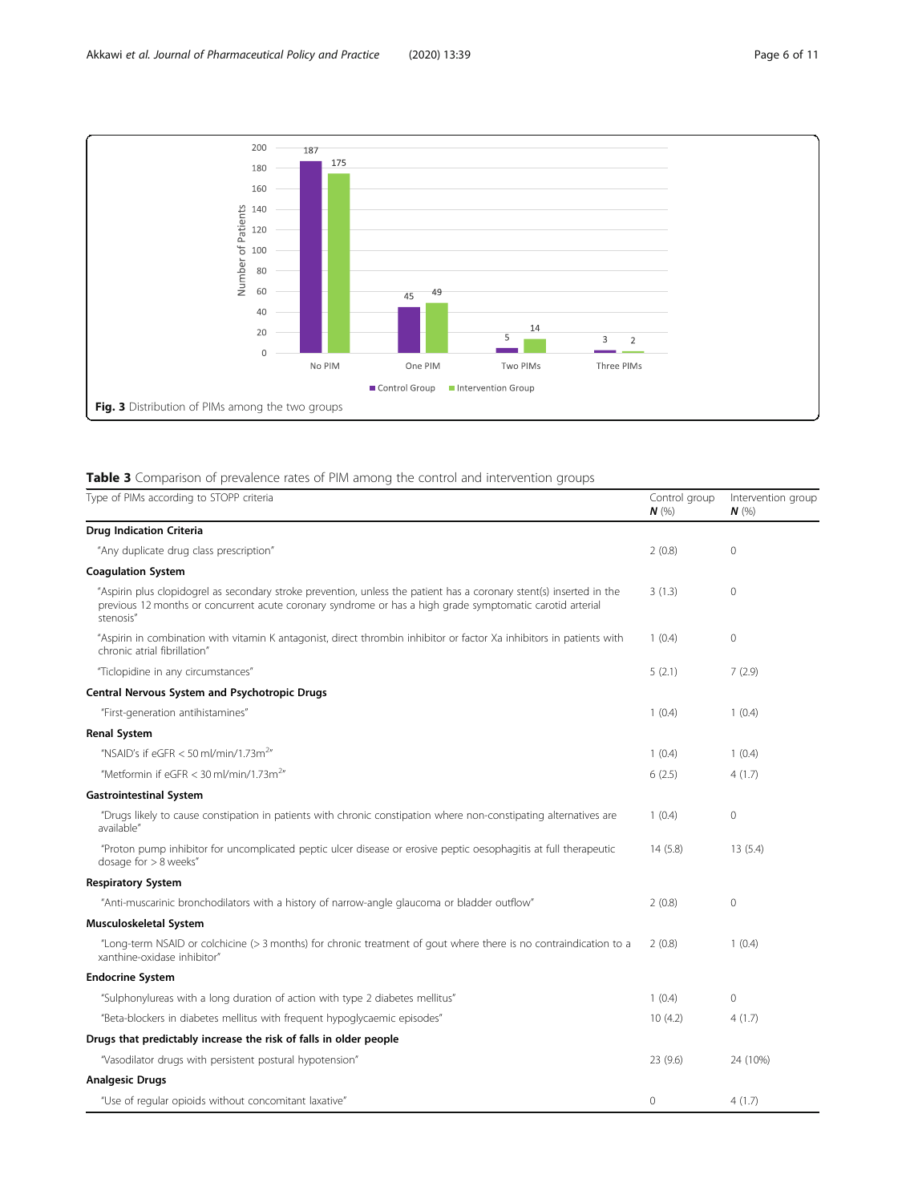**Fig. 3** Distribution of PIMs among the two groups

**Table 3** Comparison of prevalence rates of PIM among the control and intervention groups

| Type of PIMs according to STOPP criteria | Control group ***N*** (%) | Intervention group ***N*** (%) |
|---|---|---|
| **Drug Indication Criteria** | | |
| "Any duplicate drug class prescription" | 2 (0.8) | 0 |
| **Coagulation System** | | |
| "Aspirin plus clopidogrel as secondary stroke prevention, unless the patient has a coronary stent(s) inserted in the previous 12 months or concurrent acute coronary syndrome or has a high grade symptomatic carotid arterial stenosis" | 3 (1.3) | 0 |
| "Aspirin in combination with vitamin K antagonist, direct thrombin inhibitor or factor Xa inhibitors in patients with chronic atrial fibrillation" | 1 (0.4) | 0 |
| "Ticlopidine in any circumstances" | 5 (2.1) | 7 (2.9) |
| **Central Nervous System and Psychotropic Drugs** | | |
| "First-generation antihistamines" | 1 (0.4) | 1 (0.4) |
| **Renal System** | | |
| "NSAID's if eGFR < 50 ml/min/1.73m$^2$" | 1 (0.4) | 1 (0.4) |
| "Metformin if eGFR < 30 ml/min/1.73m$^2$" | 6 (2.5) | 4 (1.7) |
| **Gastrointestinal System** | | |
| "Drugs likely to cause constipation in patients with chronic constipation where non-constipating alternatives are available" | 1 (0.4) | 0 |
| "Proton pump inhibitor for uncomplicated peptic ulcer disease or erosive peptic oesophagitis at full therapeutic dosage for > 8 weeks" | 14 (5.8) | 13 (5.4) |
| **Respiratory System** | | |
| "Anti-muscarinic bronchodilators with a history of narrow-angle glaucoma or bladder outflow" | 2 (0.8) | 0 |
| **Musculoskeletal System** | | |
| "Long-term NSAID or colchicine (> 3 months) for chronic treatment of gout where there is no contraindication to a xanthine-oxidase inhibitor" | 2 (0.8) | 1 (0.4) |
| **Endocrine System** | | |
| "Sulphonylureas with a long duration of action with type 2 diabetes mellitus" | 1 (0.4) | 0 |
| "Beta-blockers in diabetes mellitus with frequent hypoglycaemic episodes" | 10 (4.2) | 4 (1.7) |
| **Drugs that predictably increase the risk of falls in older people** | | |
| "Vasodilator drugs with persistent postural hypotension" | 23 (9.6) | 24 (10%) |
| **Analgesic Drugs** | | |
| "Use of regular opioids without concomitant laxative" | 0 | 4 (1.7) |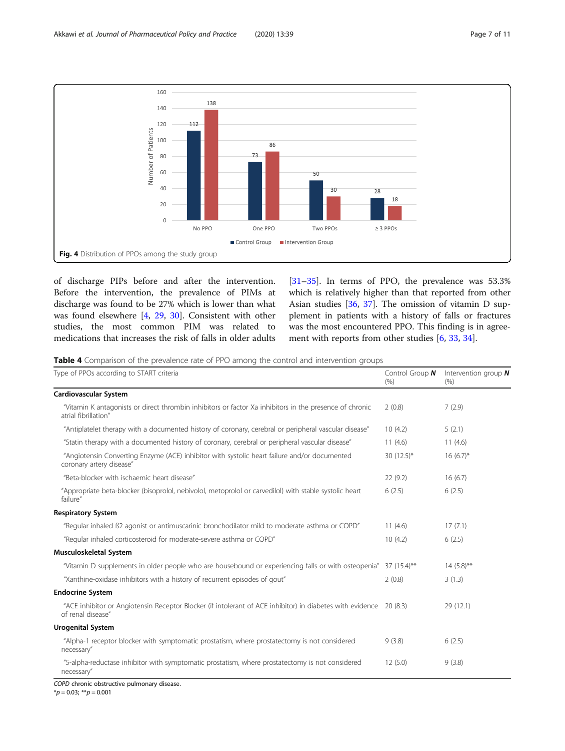Fig. 4 Distribution of PPOs among the study group

of discharge PIPs before and after the intervention. Before the intervention, the prevalence of PIMs at discharge was found to be 27% which is lower than what was found elsewhere [4, 29, 30]. Consistent with other studies, the most common PIM was related to medications that increases the risk of falls in older adults [31–35]. In terms of PPO, the prevalence was 53.3% which is relatively higher than that reported from other Asian studies [36, 37]. The omission of vitamin D supplement in patients with a history of falls or fractures was the most encountered PPO. This finding is in agreement with reports from other studies [6, 33, 34].

**Table 4** Comparison of the prevalence rate of PPO among the control and intervention groups

| Type of PPOs according to START criteria | Control Group ***N*** (%) | Intervention group ***N*** (%) |
|---|---|---|
| **Cardiovascular System** | | |
| "Vitamin K antagonists or direct thrombin inhibitors or factor Xa inhibitors in the presence of chronic atrial fibrillation" | 2 (0.8) | 7 (2.9) |
| "Antiplatelet therapy with a documented history of coronary, cerebral or peripheral vascular disease" | 10 (4.2) | 5 (2.1) |
| "Statin therapy with a documented history of coronary, cerebral or peripheral vascular disease" | 11 (4.6) | 11 (4.6) |
| "Angiotensin Converting Enzyme (ACE) inhibitor with systolic heart failure and/or documented coronary artery disease" | 30 (12.5)* | 16 (6.7)* |
| "Beta-blocker with ischaemic heart disease" | 22 (9.2) | 16 (6.7) |
| "Appropriate beta-blocker (bisoprolol, nebivolol, metoprolol or carvedilol) with stable systolic heart failure" | 6 (2.5) | 6 (2.5) |
| **Respiratory System** | | |
| "Regular inhaled ß2 agonist or antimuscarinic bronchodilator mild to moderate asthma or COPD" | 11 (4.6) | 17 (7.1) |
| "Regular inhaled corticosteroid for moderate-severe asthma or COPD" | 10 (4.2) | 6 (2.5) |
| **Musculoskeletal System** | | |
| "Vitamin D supplements in older people who are housebound or experiencing falls or with osteopenia" | 37 (15.4)** | 14 (5.8)** |
| "Xanthine-oxidase inhibitors with a history of recurrent episodes of gout" | 2 (0.8) | 3 (1.3) |
| **Endocrine System** | | |
| "ACE inhibitor or Angiotensin Receptor Blocker (if intolerant of ACE inhibitor) in diabetes with evidence of renal disease" | 20 (8.3) | 29 (12.1) |
| **Urogenital System** | | |
| "Alpha-1 receptor blocker with symptomatic prostatism, where prostatectomy is not considered necessary" | 9 (3.8) | 6 (2.5) |
| "5-alpha-reductase inhibitor with symptomatic prostatism, where prostatectomy is not considered necessary" | 12 (5.0) | 9 (3.8) |

*COPD* chronic obstructive pulmonary disease.
*$p = 0.03$; **$p = 0.001$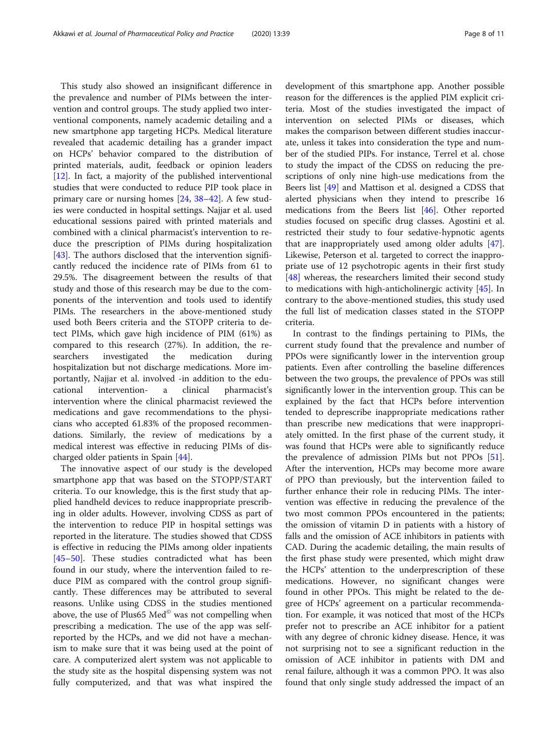This study also showed an insignificant difference in the prevalence and number of PIMs between the intervention and control groups. The study applied two interventional components, namely academic detailing and a new smartphone app targeting HCPs. Medical literature revealed that academic detailing has a grander impact on HCPs' behavior compared to the distribution of printed materials, audit, feedback or opinion leaders [12]. In fact, a majority of the published interventional studies that were conducted to reduce PIP took place in primary care or nursing homes [24, 38–42]. A few studies were conducted in hospital settings. Najjar et al. used educational sessions paired with printed materials and combined with a clinical pharmacist's intervention to reduce the prescription of PIMs during hospitalization [43]. The authors disclosed that the intervention significantly reduced the incidence rate of PIMs from 61 to 29.5%. The disagreement between the results of that study and those of this research may be due to the components of the intervention and tools used to identify PIMs. The researchers in the above-mentioned study used both Beers criteria and the STOPP criteria to detect PIMs, which gave high incidence of PIM (61%) as compared to this research (27%). In addition, the researchers investigated the medication during hospitalization but not discharge medications. More importantly, Najjar et al. involved -in addition to the educational intervention- a clinical pharmacist's intervention where the clinical pharmacist reviewed the medications and gave recommendations to the physicians who accepted 61.83% of the proposed recommendations. Similarly, the review of medications by a medical interest was effective in reducing PIMs of discharged older patients in Spain [44].

The innovative aspect of our study is the developed smartphone app that was based on the STOPP/START criteria. To our knowledge, this is the first study that applied handheld devices to reduce inappropriate prescribing in older adults. However, involving CDSS as part of the intervention to reduce PIP in hospital settings was reported in the literature. The studies showed that CDSS is effective in reducing the PIMs among older inpatients [45–50]. These studies contradicted what has been found in our study, where the intervention failed to reduce PIM as compared with the control group significantly. These differences may be attributed to several reasons. Unlike using CDSS in the studies mentioned above, the use of Plus65 Med© was not compelling when prescribing a medication. The use of the app was self-reported by the HCPs, and we did not have a mechanism to make sure that it was being used at the point of care. A computerized alert system was not applicable to the study site as the hospital dispensing system was not fully computerized, and that was what inspired the development of this smartphone app. Another possible reason for the differences is the applied PIM explicit criteria. Most of the studies investigated the impact of intervention on selected PIMs or diseases, which makes the comparison between different studies inaccurate, unless it takes into consideration the type and number of the studied PIPs. For instance, Terrel et al. chose to study the impact of the CDSS on reducing the prescriptions of only nine high-use medications from the Beers list [49] and Mattison et al. designed a CDSS that alerted physicians when they intend to prescribe 16 medications from the Beers list [46]. Other reported studies focused on specific drug classes. Agostini et al. restricted their study to four sedative-hypnotic agents that are inappropriately used among older adults [47]. Likewise, Peterson et al. targeted to correct the inappropriate use of 12 psychotropic agents in their first study [48] whereas, the researchers limited their second study to medications with high-anticholinergic activity [45]. In contrary to the above-mentioned studies, this study used the full list of medication classes stated in the STOPP criteria.

In contrast to the findings pertaining to PIMs, the current study found that the prevalence and number of PPOs were significantly lower in the intervention group patients. Even after controlling the baseline differences between the two groups, the prevalence of PPOs was still significantly lower in the intervention group. This can be explained by the fact that HCPs before intervention tended to deprescribe inappropriate medications rather than prescribe new medications that were inappropriately omitted. In the first phase of the current study, it was found that HCPs were able to significantly reduce the prevalence of admission PIMs but not PPOs [51]. After the intervention, HCPs may become more aware of PPO than previously, but the intervention failed to further enhance their role in reducing PIMs. The intervention was effective in reducing the prevalence of the two most common PPOs encountered in the patients; the omission of vitamin D in patients with a history of falls and the omission of ACE inhibitors in patients with CAD. During the academic detailing, the main results of the first phase study were presented, which might draw the HCPs' attention to the underprescription of these medications. However, no significant changes were found in other PPOs. This might be related to the degree of HCPs' agreement on a particular recommendation. For example, it was noticed that most of the HCPs prefer not to prescribe an ACE inhibitor for a patient with any degree of chronic kidney disease. Hence, it was not surprising not to see a significant reduction in the omission of ACE inhibitor in patients with DM and renal failure, although it was a common PPO. It was also found that only single study addressed the impact of an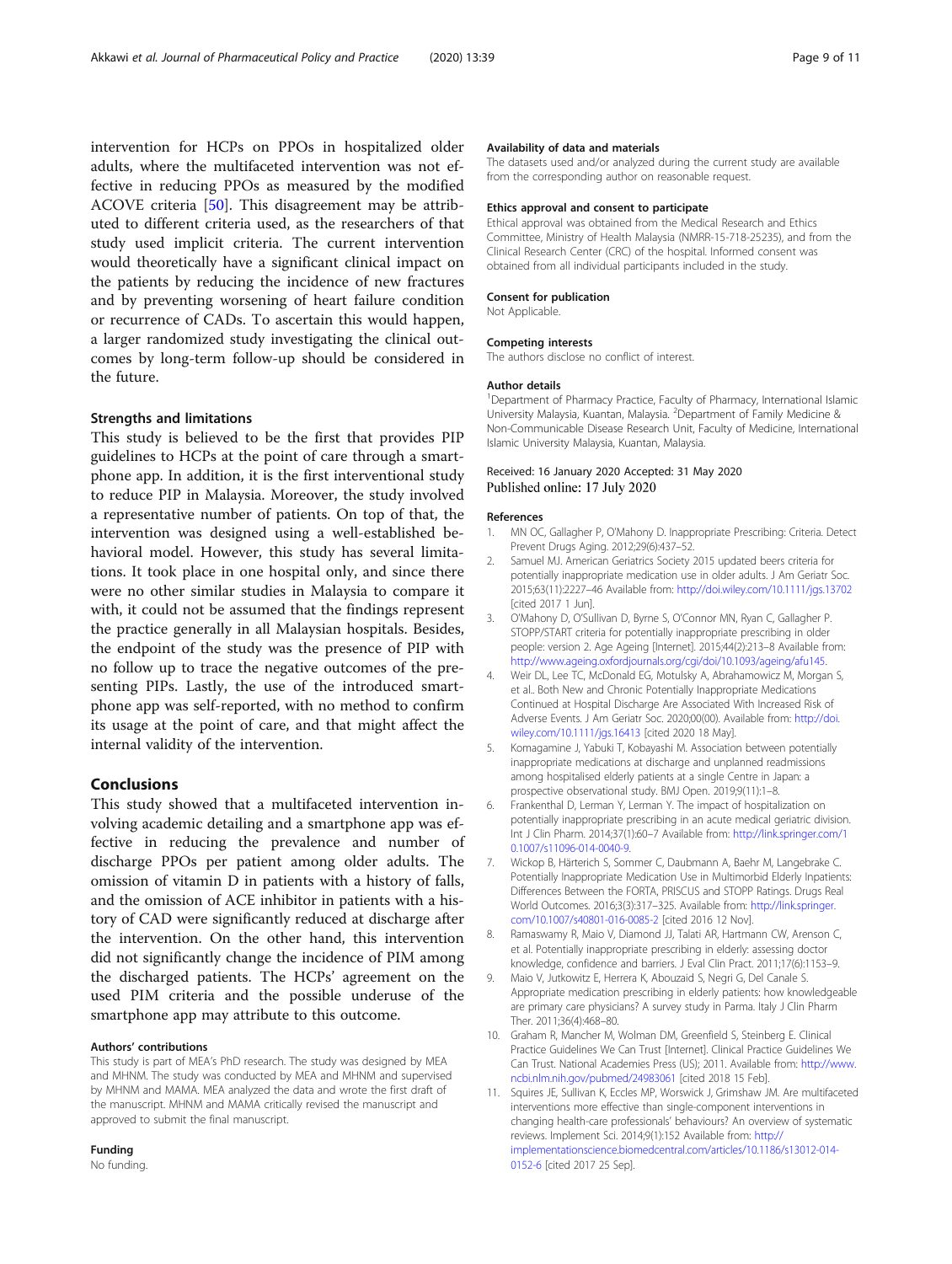intervention for HCPs on PPOs in hospitalized older adults, where the multifaceted intervention was not effective in reducing PPOs as measured by the modified ACOVE criteria [50]. This disagreement may be attributed to different criteria used, as the researchers of that study used implicit criteria. The current intervention would theoretically have a significant clinical impact on the patients by reducing the incidence of new fractures and by preventing worsening of heart failure condition or recurrence of CADs. To ascertain this would happen, a larger randomized study investigating the clinical outcomes by long-term follow-up should be considered in the future.

### Strengths and limitations

This study is believed to be the first that provides PIP guidelines to HCPs at the point of care through a smartphone app. In addition, it is the first interventional study to reduce PIP in Malaysia. Moreover, the study involved a representative number of patients. On top of that, the intervention was designed using a well-established behavioral model. However, this study has several limitations. It took place in one hospital only, and since there were no other similar studies in Malaysia to compare it with, it could not be assumed that the findings represent the practice generally in all Malaysian hospitals. Besides, the endpoint of the study was the presence of PIP with no follow up to trace the negative outcomes of the presenting PIPs. Lastly, the use of the introduced smartphone app was self-reported, with no method to confirm its usage at the point of care, and that might affect the internal validity of the intervention.

## Conclusions

This study showed that a multifaceted intervention involving academic detailing and a smartphone app was effective in reducing the prevalence and number of discharge PPOs per patient among older adults. The omission of vitamin D in patients with a history of falls, and the omission of ACE inhibitor in patients with a history of CAD were significantly reduced at discharge after the intervention. On the other hand, this intervention did not significantly change the incidence of PIM among the discharged patients. The HCPs' agreement on the used PIM criteria and the possible underuse of the smartphone app may attribute to this outcome.

#### Authors' contributions

This study is part of MEA's PhD research. The study was designed by MEA and MHNM. The study was conducted by MEA and MHNM and supervised by MHNM and MAMA. MEA analyzed the data and wrote the first draft of the manuscript. MHNM and MAMA critically revised the manuscript and approved to submit the final manuscript.

#### Funding

No funding.

#### Availability of data and materials

The datasets used and/or analyzed during the current study are available from the corresponding author on reasonable request.

#### Ethics approval and consent to participate

Ethical approval was obtained from the Medical Research and Ethics Committee, Ministry of Health Malaysia (NMRR-15-718-25235), and from the Clinical Research Center (CRC) of the hospital. Informed consent was obtained from all individual participants included in the study.

#### Consent for publication

Not Applicable.

#### Competing interests

The authors disclose no conflict of interest.

#### Author details

[1]Department of Pharmacy Practice, Faculty of Pharmacy, International Islamic University Malaysia, Kuantan, Malaysia. [2]Department of Family Medicine & Non-Communicable Disease Research Unit, Faculty of Medicine, International Islamic University Malaysia, Kuantan, Malaysia.

Received: 16 January 2020 Accepted: 31 May 2020
Published online: 17 July 2020

#### References

1. MN OC, Gallagher P, O'Mahony D. Inappropriate Prescribing: Criteria. Detect Prevent Drugs Aging. 2012;29(6):437–52.
2. Samuel MJ. American Geriatrics Society 2015 updated beers criteria for potentially inappropriate medication use in older adults. J Am Geriatr Soc. 2015;63(11):2227–46 Available from: http://doi.wiley.com/10.1111/jgs.13702 [cited 2017 1 Jun].
3. O'Mahony D, O'Sullivan D, Byrne S, O'Connor MN, Ryan C, Gallagher P. STOPP/START criteria for potentially inappropriate prescribing in older people: version 2. Age Ageing [Internet]. 2015;44(2):213–8 Available from: http://www.ageing.oxfordjournals.org/cgi/doi/10.1093/ageing/afu145.
4. Weir DL, Lee TC, McDonald EG, Motulsky A, Abrahamowicz M, Morgan S, et al.. Both New and Chronic Potentially Inappropriate Medications Continued at Hospital Discharge Are Associated With Increased Risk of Adverse Events. J Am Geriatr Soc. 2020;00(00). Available from: http://doi.wiley.com/10.1111/jgs.16413 [cited 2020 18 May].
5. Komagamine J, Yabuki T, Kobayashi M. Association between potentially inappropriate medications at discharge and unplanned readmissions among hospitalised elderly patients at a single Centre in Japan: a prospective observational study. BMJ Open. 2019;9(11):1–8.
6. Frankenthal D, Lerman Y, Lerman Y. The impact of hospitalization on potentially inappropriate prescribing in an acute medical geriatric division. Int J Clin Pharm. 2014;37(1):60–7 Available from: http://link.springer.com/10.1007/s11096-014-0040-9.
7. Wickop B, Härterich S, Sommer C, Daubmann A, Baehr M, Langebrake C. Potentially Inappropriate Medication Use in Multimorbid Elderly Inpatients: Differences Between the FORTA, PRISCUS and STOPP Ratings. Drugs Real World Outcomes. 2016;3(3):317–325. Available from: http://link.springer.com/10.1007/s40801-016-0085-2 [cited 2016 12 Nov].
8. Ramaswamy R, Maio V, Diamond JJ, Talati AR, Hartmann CW, Arenson C, et al. Potentially inappropriate prescribing in elderly: assessing doctor knowledge, confidence and barriers. J Eval Clin Pract. 2011;17(6):1153–9.
9. Maio V, Jutkowitz E, Herrera K, Abouzaid S, Negri G, Del Canale S. Appropriate medication prescribing in elderly patients: how knowledgeable are primary care physicians? A survey study in Parma. Italy J Clin Pharm Ther. 2011;36(4):468–80.
10. Graham R, Mancher M, Wolman DM, Greenfield S, Steinberg E. Clinical Practice Guidelines We Can Trust [Internet]. Clinical Practice Guidelines We Can Trust. National Academies Press (US); 2011. Available from: http://www.ncbi.nlm.nih.gov/pubmed/24983061 [cited 2018 15 Feb].
11. Squires JE, Sullivan K, Eccles MP, Worswick J, Grimshaw JM. Are multifaceted interventions more effective than single-component interventions in changing health-care professionals' behaviours? An overview of systematic reviews. Implement Sci. 2014;9(1):152 Available from: http://implementationscience.biomedcentral.com/articles/10.1186/s13012-014-0152-6 [cited 2017 25 Sep].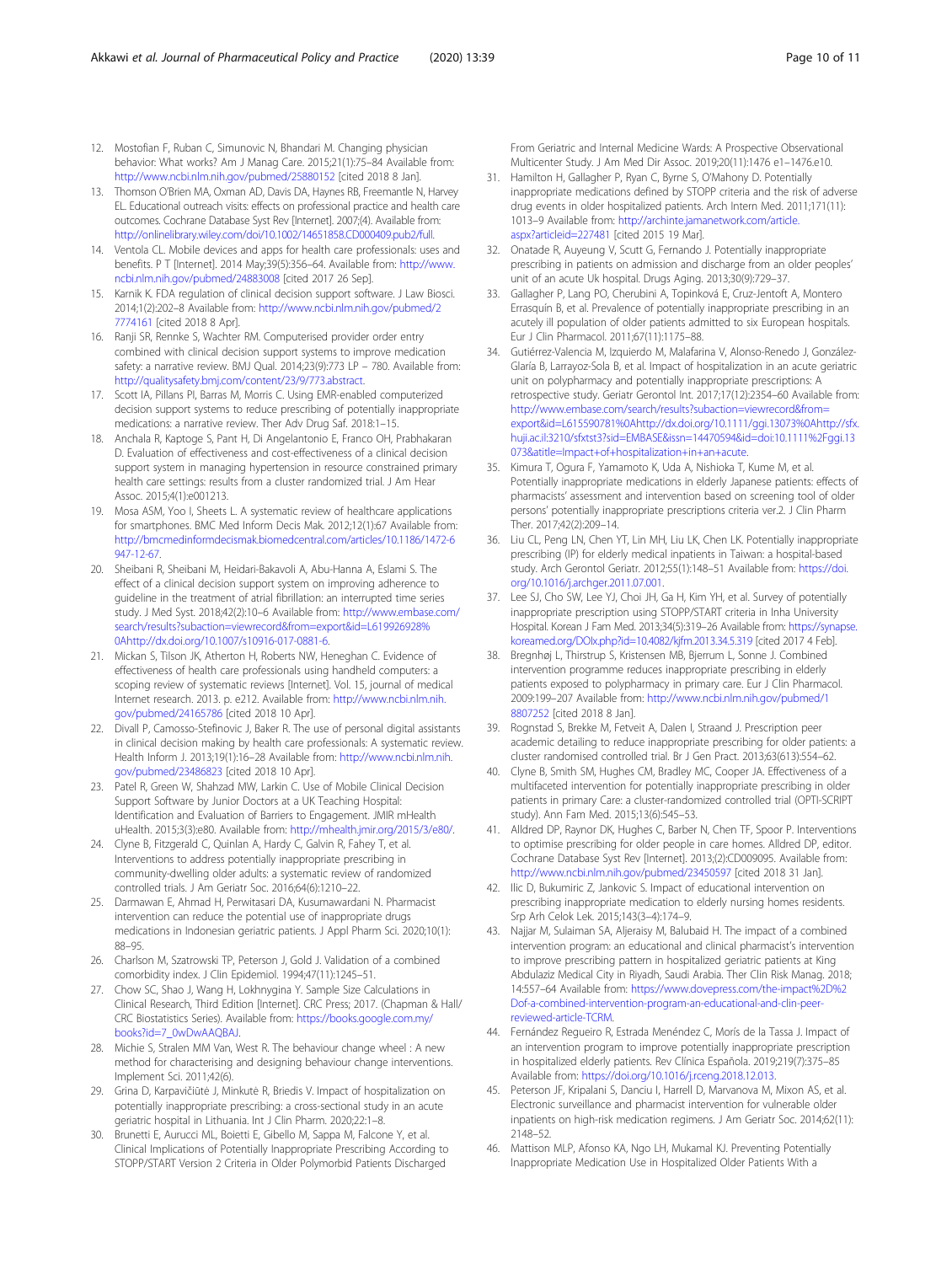12. Mostofian F, Ruban C, Simunovic N, Bhandari M. Changing physician behavior: What works? Am J Manag Care. 2015;21(1):75–84 Available from: http://www.ncbi.nlm.nih.gov/pubmed/25880152 [cited 2018 8 Jan].
13. Thomson O'Brien MA, Oxman AD, Davis DA, Haynes RB, Freemantle N, Harvey EL. Educational outreach visits: effects on professional practice and health care outcomes. Cochrane Database Syst Rev [Internet]. 2007;(4). Available from: http://onlinelibrary.wiley.com/doi/10.1002/14651858.CD000409.pub2/full.
14. Ventola CL. Mobile devices and apps for health care professionals: uses and benefits. P T [Internet]. 2014 May;39(5):356–64. Available from: http://www.ncbi.nlm.nih.gov/pubmed/24883008 [cited 2017 26 Sep].
15. Karnik K. FDA regulation of clinical decision support software. J Law Biosci. 2014;1(2):202–8 Available from: http://www.ncbi.nlm.nih.gov/pubmed/27774161 [cited 2018 8 Apr].
16. Ranji SR, Rennke S, Wachter RM. Computerised provider order entry combined with clinical decision support systems to improve medication safety: a narrative review. BMJ Qual. 2014;23(9):773 LP – 780. Available from: http://qualitysafety.bmj.com/content/23/9/773.abstract.
17. Scott IA, Pillans PI, Barras M, Morris C. Using EMR-enabled computerized decision support systems to reduce prescribing of potentially inappropriate medications: a narrative review. Ther Adv Drug Saf. 2018:1–15.
18. Anchala R, Kaptoge S, Pant H, Di Angelantonio E, Franco OH, Prabhakaran D. Evaluation of effectiveness and cost-effectiveness of a clinical decision support system in managing hypertension in resource constrained primary health care settings: results from a cluster randomized trial. J Am Hear Assoc. 2015;4(1):e001213.
19. Mosa ASM, Yoo I, Sheets L. A systematic review of healthcare applications for smartphones. BMC Med Inform Decis Mak. 2012;12(1):67 Available from: http://bmcmedinformdecismak.biomedcentral.com/articles/10.1186/1472-6947-12-67.
20. Sheibani R, Sheibani M, Heidari-Bakavoli A, Abu-Hanna A, Eslami S. The effect of a clinical decision support system on improving adherence to guideline in the treatment of atrial fibrillation: an interrupted time series study. J Med Syst. 2018;42(2):10–6 Available from: http://www.embase.com/search/results?subaction=viewrecord&from=export&id=L619926928%0Ahttp://dx.doi.org/10.1007/s10916-017-0881-6.
21. Mickan S, Tilson JK, Atherton H, Roberts NW, Heneghan C. Evidence of effectiveness of health care professionals using handheld computers: a scoping review of systematic reviews [Internet]. Vol. 15, journal of medical Internet research. 2013. p. e212. Available from: http://www.ncbi.nlm.nih.gov/pubmed/24165786 [cited 2018 10 Apr].
22. Divall P, Camosso-Stefinovic J, Baker R. The use of personal digital assistants in clinical decision making by health care professionals: A systematic review. Health Inform J. 2013;19(1):16–28 Available from: http://www.ncbi.nlm.nih.gov/pubmed/23486823 [cited 2018 10 Apr].
23. Patel R, Green W, Shahzad MW, Larkin C. Use of Mobile Clinical Decision Support Software by Junior Doctors at a UK Teaching Hospital: Identification and Evaluation of Barriers to Engagement. JMIR mHealth uHealth. 2015;3(3):e80. Available from: http://mhealth.jmir.org/2015/3/e80/.
24. Clyne B, Fitzgerald C, Quinlan A, Hardy C, Galvin R, Fahey T, et al. Interventions to address potentially inappropriate prescribing in community-dwelling older adults: a systematic review of randomized controlled trials. J Am Geriatr Soc. 2016;64(6):1210–22.
25. Darmawan E, Ahmad H, Perwitasari DA, Kusumawardani N. Pharmacist intervention can reduce the potential use of inappropriate drugs medications in Indonesian geriatric patients. J Appl Pharm Sci. 2020;10(1): 88–95.
26. Charlson M, Szatrowski TP, Peterson J, Gold J. Validation of a combined comorbidity index. J Clin Epidemiol. 1994;47(11):1245–51.
27. Chow SC, Shao J, Wang H, Lokhnygina Y. Sample Size Calculations in Clinical Research, Third Edition [Internet]. CRC Press; 2017. (Chapman & Hall/CRC Biostatistics Series). Available from: https://books.google.com.my/books?id=7_0wDwAAQBAJ.
28. Michie S, Stralen MM Van, West R. The behaviour change wheel : A new method for characterising and designing behaviour change interventions. Implement Sci. 2011;42(6).
29. Grina D, Karpavičiūtė J, Minkutė R, Briedis V. Impact of hospitalization on potentially inappropriate prescribing: a cross-sectional study in an acute geriatric hospital in Lithuania. Int J Clin Pharm. 2020;22:1–8.
30. Brunetti E, Aurucci ML, Boietti E, Gibello M, Sappa M, Falcone Y, et al. Clinical Implications of Potentially Inappropriate Prescribing According to STOPP/START Version 2 Criteria in Older Polymorbid Patients Discharged From Geriatric and Internal Medicine Wards: A Prospective Observational Multicenter Study. J Am Med Dir Assoc. 2019;20(11):1476 e1–1476.e10.
31. Hamilton H, Gallagher P, Ryan C, Byrne S, O'Mahony D. Potentially inappropriate medications defined by STOPP criteria and the risk of adverse drug events in older hospitalized patients. Arch Intern Med. 2011;171(11): 1013–9 Available from: http://archinte.jamanetwork.com/article.aspx?articleid=227481 [cited 2015 19 Mar].
32. Onatade R, Auyeung V, Scutt G, Fernando J. Potentially inappropriate prescribing in patients on admission and discharge from an older peoples' unit of an acute Uk hospital. Drugs Aging. 2013;30(9):729–37.
33. Gallagher P, Lang PO, Cherubini A, Topinková E, Cruz-Jentoft A, Montero Errasquín B, et al. Prevalence of potentially inappropriate prescribing in an acutely ill population of older patients admitted to six European hospitals. Eur J Clin Pharmacol. 2011;67(11):1175–88.
34. Gutiérrez-Valencia M, Izquierdo M, Malafarina V, Alonso-Renedo J, González-Glaría B, Larrayoz-Sola B, et al. Impact of hospitalization in an acute geriatric unit on polypharmacy and potentially inappropriate prescriptions: A retrospective study. Geriatr Gerontol Int. 2017;17(12):2354–60 Available from: http://www.embase.com/search/results?subaction=viewrecord&from=export&id=L615590781%0Ahttp://dx.doi.org/10.1111/ggi.13073%0Ahttp://sfx.hujii.ac.il:3210/sfxtst3?sid=EMBASE&issn=14470594&id=doi:10.1111%2Fggi.13073&atitle=Impact+of+hospitalization+in+an+acute.
35. Kimura T, Ogura F, Yamamoto K, Uda A, Nishioka T, Kume M, et al. Potentially inappropriate medications in elderly Japanese patients: effects of pharmacists' assessment and intervention based on screening tool of older persons' potentially inappropriate prescriptions criteria ver.2. J Clin Pharm Ther. 2017;42(2):209–14.
36. Liu CL, Peng LN, Chen YT, Lin MH, Liu LK, Chen LK. Potentially inappropriate prescribing (IP) for elderly medical inpatients in Taiwan: a hospital-based study. Arch Gerontol Geriatr. 2012;55(1):148–51 Available from: https://doi.org/10.1016/j.archger.2011.07.001.
37. Lee SJ, Cho SW, Lee YJ, Choi JH, Ga H, Kim YH, et al. Survey of potentially inappropriate prescription using STOPP/START criteria in Inha University Hospital. Korean J Fam Med. 2013;34(5):319–26 Available from: https://synapse.koreamed.org/DOIx.php?id=10.4082/kjfm.2013.34.5.319 [cited 2017 4 Feb].
38. Bregnhøj L, Thirstrup S, Kristensen MB, Bjerrum L, Sonne J. Combined intervention programme reduces inappropriate prescribing in elderly patients exposed to polypharmacy in primary care. Eur J Clin Pharmacol. 2009:199–207 Available from: http://www.ncbi.nlm.nih.gov/pubmed/18807252 [cited 2018 8 Jan].
39. Rognstad S, Brekke M, Fetveit A, Dalen I, Straand J. Prescription peer academic detailing to reduce inappropriate prescribing for older patients: a cluster randomised controlled trial. Br J Gen Pract. 2013;63(613):554–62.
40. Clyne B, Smith SM, Hughes CM, Bradley MC, Cooper JA. Effectiveness of a multifaceted intervention for potentially inappropriate prescribing in older patients in primary Care: a cluster-randomized controlled trial (OPTI-SCRIPT study). Ann Fam Med. 2015;13(6):545–53.
41. Alldred DP, Raynor DK, Hughes C, Barber N, Chen TF, Spoor P. Interventions to optimise prescribing for older people in care homes. Alldred DP, editor. Cochrane Database Syst Rev [Internet]. 2013;(2):CD009095. Available from: http://www.ncbi.nlm.nih.gov/pubmed/23450597 [cited 2018 31 Jan].
42. Ilic D, Bukumiric Z, Jankovic S. Impact of educational intervention on prescribing inappropriate medication to elderly nursing homes residents. Srp Arh Celok Lek. 2015;143(3–4):174–9.
43. Najjar M, Sulaiman SA, Aljeraisy M, Balubaid H. The impact of a combined intervention program: an educational and clinical pharmacist's intervention to improve prescribing pattern in hospitalized geriatric patients at King Abdulaziz Medical City in Riyadh, Saudi Arabia. Ther Clin Risk Manag. 2018; 14:557–64 Available from: https://www.dovepress.com/the-impact%2D%2Dof-a-combined-intervention-program-an-educational-and-clin-peer-reviewed-article-TCRM.
44. Fernández Regueiro R, Estrada Menéndez C, Morís de la Tassa J. Impact of an intervention program to improve potentially inappropriate prescription in hospitalized elderly patients. Rev Clínica Española. 2019;219(7):375–85 Available from: https://doi.org/10.1016/j.rceng.2018.12.013.
45. Peterson JF, Kripalani S, Danciu I, Harrell D, Marvanova M, Mixon AS, et al. Electronic surveillance and pharmacist intervention for vulnerable older inpatients on high-risk medication regimens. J Am Geriatr Soc. 2014;62(11): 2148–52.
46. Mattison MLP, Afonso KA, Ngo LH, Mukamal KJ. Preventing Potentially Inappropriate Medication Use in Hospitalized Older Patients With a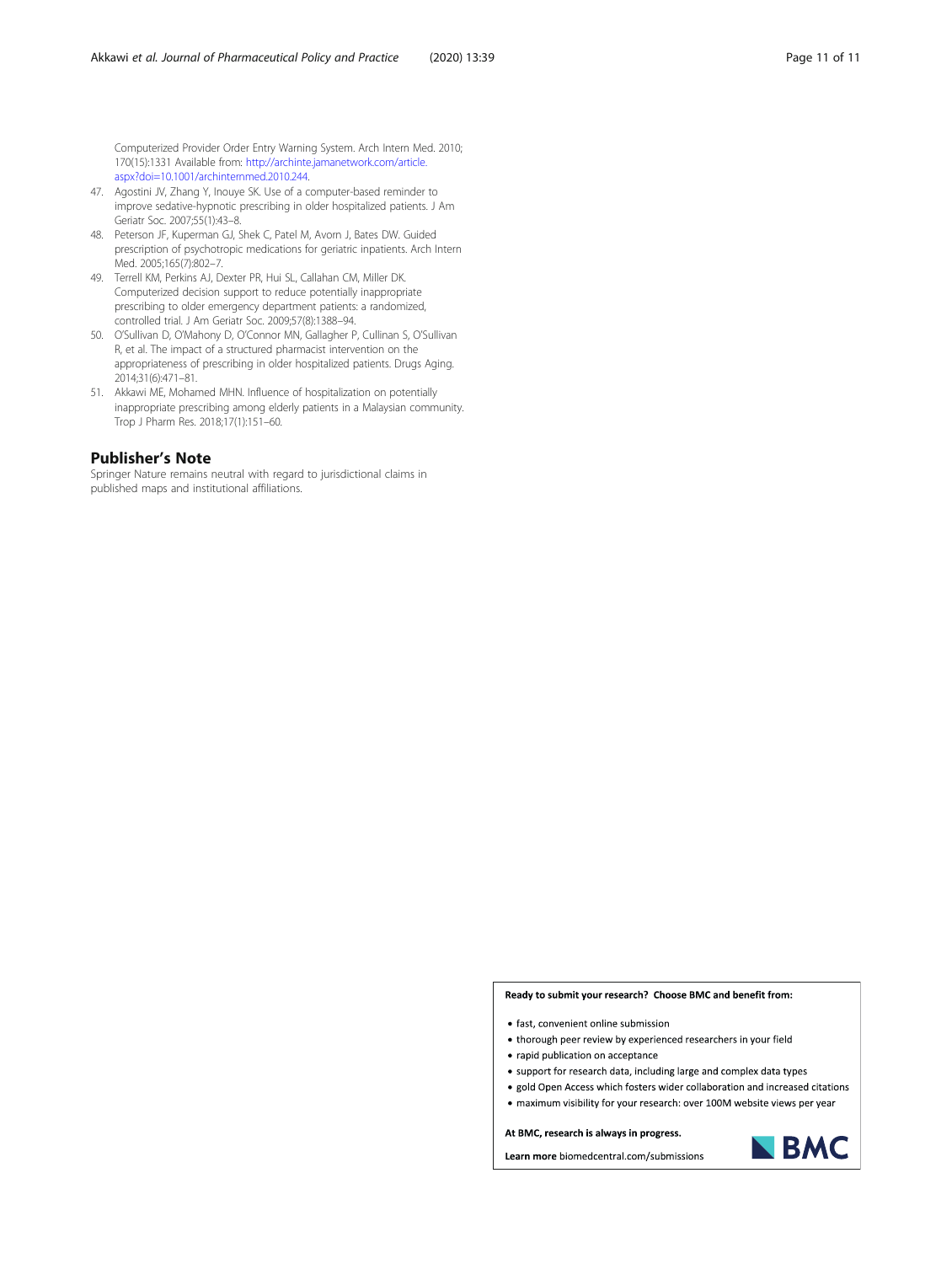Computerized Provider Order Entry Warning System. Arch Intern Med. 2010; 170(15):1331 Available from: http://archinte.jamanetwork.com/article.aspx?doi=10.1001/archinternmed.2010.244.

47. Agostini JV, Zhang Y, Inouye SK. Use of a computer-based reminder to improve sedative-hypnotic prescribing in older hospitalized patients. J Am Geriatr Soc. 2007;55(1):43–8.
48. Peterson JF, Kuperman GJ, Shek C, Patel M, Avorn J, Bates DW. Guided prescription of psychotropic medications for geriatric inpatients. Arch Intern Med. 2005;165(7):802–7.
49. Terrell KM, Perkins AJ, Dexter PR, Hui SL, Callahan CM, Miller DK. Computerized decision support to reduce potentially inappropriate prescribing to older emergency department patients: a randomized, controlled trial. J Am Geriatr Soc. 2009;57(8):1388–94.
50. O'Sullivan D, O'Mahony D, O'Connor MN, Gallagher P, Cullinan S, O'Sullivan R, et al. The impact of a structured pharmacist intervention on the appropriateness of prescribing in older hospitalized patients. Drugs Aging. 2014;31(6):471–81.
51. Akkawi ME, Mohamed MHN. Influence of hospitalization on potentially inappropriate prescribing among elderly patients in a Malaysian community. Trop J Pharm Res. 2018;17(1):151–60.

## Publisher's Note

Springer Nature remains neutral with regard to jurisdictional claims in published maps and institutional affiliations.

**Ready to submit your research? Choose BMC and benefit from:**

- fast, convenient online submission
- thorough peer review by experienced researchers in your field
- rapid publication on acceptance
- support for research data, including large and complex data types
- gold Open Access which fosters wider collaboration and increased citations
- maximum visibility for your research: over 100M website views per year

**At BMC, research is always in progress.**

**Learn more** biomedcentral.com/submissions

BMC